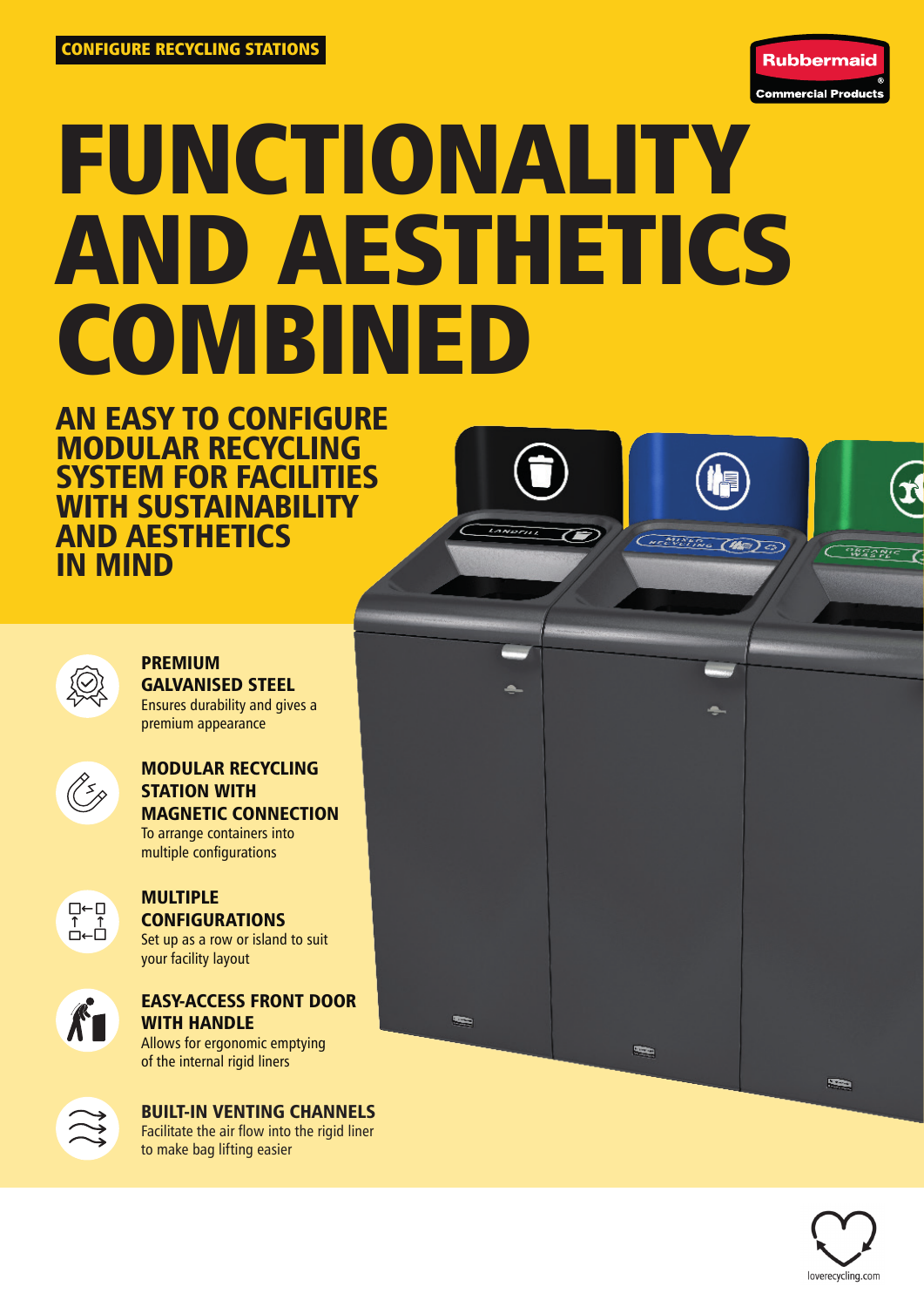CONFIGURE RECYCLING STATIONS

Rubbermaid Commercial Products

# FUNCTIONALITY AND AESTHETICS COMBINED

## AN EASY TO CONFIGURE MODULAR RECYCLING SYSTEM FOR FACILITIES WITH SUSTAINABILITY AND AESTHETICS IN MIND

**PREMIUM GALVANISED STEEL**
Ensures durability and gives a premium appearance

**MODULAR RECYCLING STATION WITH MAGNETIC CONNECTION**
To arrange containers into multiple configurations

**MULTIPLE CONFIGURATIONS**
Set up as a row or island to suit your facility layout

**EASY-ACCESS FRONT DOOR WITH HANDLE**
Allows for ergonomic emptying of the internal rigid liners

**BUILT-IN VENTING CHANNELS**
Facilitate the air flow into the rigid liner to make bag lifting easier

loverecycling.com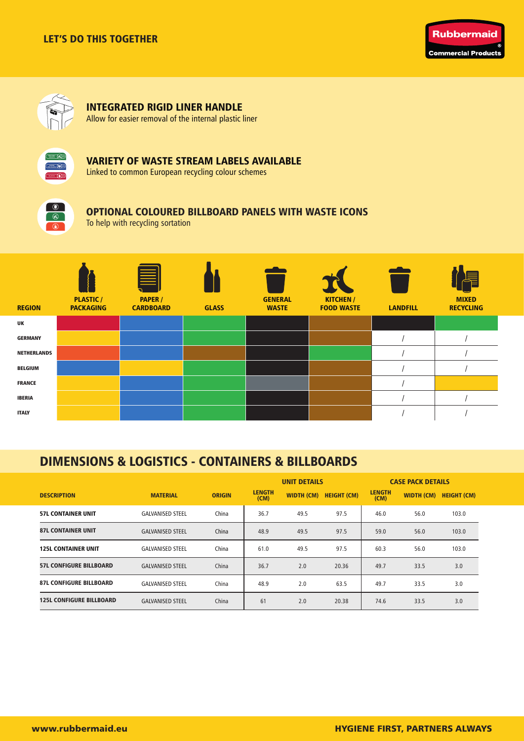LET'S DO THIS TOGETHER

### INTEGRATED RIGID LINER HANDLE

Allow for easier removal of the internal plastic liner

### VARIETY OF WASTE STREAM LABELS AVAILABLE

Linked to common European recycling colour schemes

### OPTIONAL COLOURED BILLBOARD PANELS WITH WASTE ICONS

To help with recycling sortation

| REGION | PLASTIC / PACKAGING | PAPER / CARDBOARD | GLASS | GENERAL WASTE | KITCHEN / FOOD WASTE | LANDFILL | MIXED RECYCLING |
|---|---|---|---|---|---|---|---|
| UK | | | | | | | |
| GERMANY | | | | | | / | / |
| NETHERLANDS | | | | | | / | / |
| BELGIUM | | | | | | / | / |
| FRANCE | | | | | | / | |
| IBERIA | | | | | | / | / |
| ITALY | | | | | | / | / |

## DIMENSIONS & LOGISTICS - CONTAINERS & BILLBOARDS

| DESCRIPTION | MATERIAL | ORIGIN | UNIT DETAILS | | | CASE PACK DETAILS | | |
|---|---|---|---|---|---|---|---|---|
| | | | LENGTH (CM) | WIDTH (CM) | HEIGHT (CM) | LENGTH (CM) | WIDTH (CM) | HEIGHT (CM) |
| 57L CONTAINER UNIT | GALVANISED STEEL | China | 36.7 | 49.5 | 97.5 | 46.0 | 56.0 | 103.0 |
| 87L CONTAINER UNIT | GALVANISED STEEL | China | 48.9 | 49.5 | 97.5 | 59.0 | 56.0 | 103.0 |
| 125L CONTAINER UNIT | GALVANISED STEEL | China | 61.0 | 49.5 | 97.5 | 60.3 | 56.0 | 103.0 |
| 57L CONFIGURE BILLBOARD | GALVANISED STEEL | China | 36.7 | 2.0 | 20.36 | 49.7 | 33.5 | 3.0 |
| 87L CONFIGURE BILLBOARD | GALVANISED STEEL | China | 48.9 | 2.0 | 63.5 | 49.7 | 33.5 | 3.0 |
| 125L CONFIGURE BILLBOARD | GALVANISED STEEL | China | 61 | 2.0 | 20.38 | 74.6 | 33.5 | 3.0 |

www.rubbermaid.eu

HYGIENE FIRST, PARTNERS ALWAYS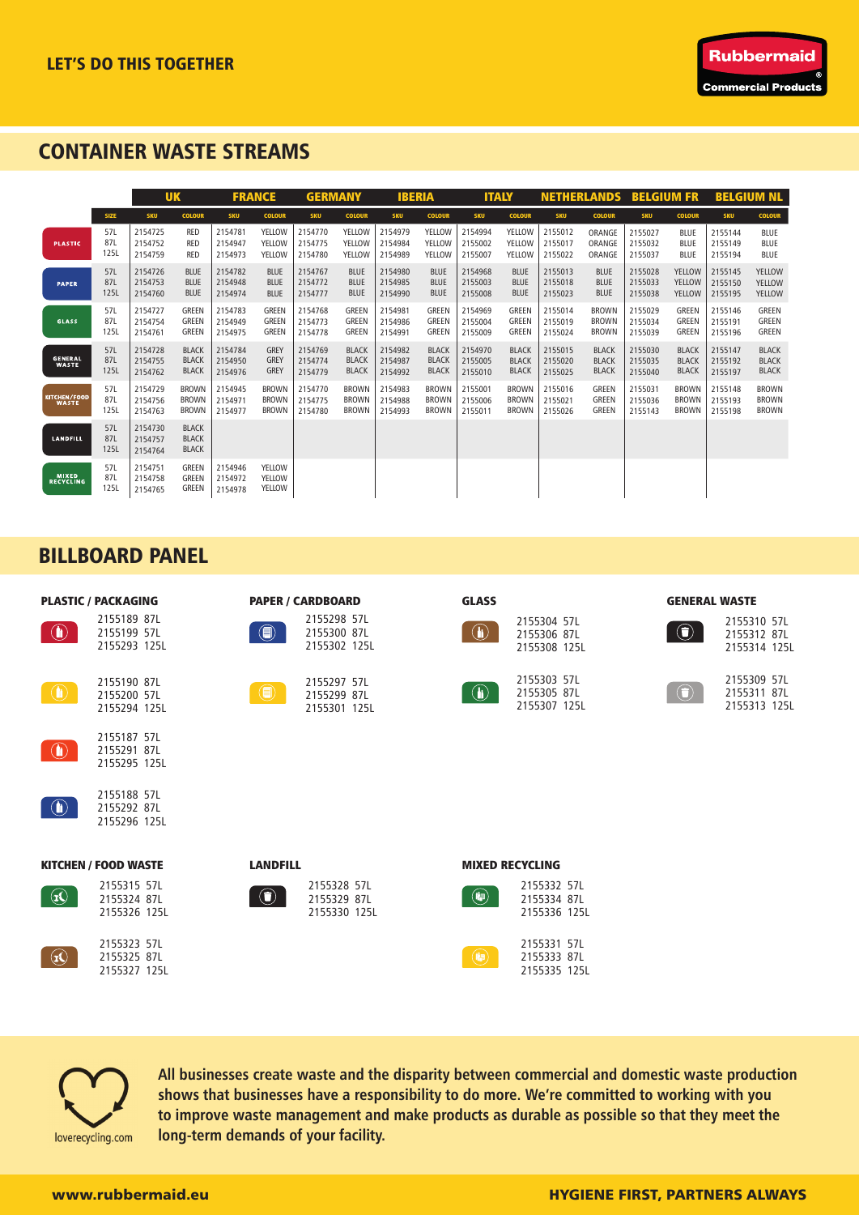LET'S DO THIS TOGETHER

Rubbermaid Commercial Products

## CONTAINER WASTE STREAMS

| | | UK | | FRANCE | | GERMANY | | IBERIA | | ITALY | | NETHERLANDS | | BELGIUM FR | | BELGIUM NL | |
|---|---|---|---|---|---|---|---|---|---|---|---|---|---|---|---|---|---|
| | SIZE | SKU | COLOUR | SKU | COLOUR | SKU | COLOUR | SKU | COLOUR | SKU | COLOUR | SKU | COLOUR | SKU | COLOUR | SKU | COLOUR |
| PLASTIC | 57L<br>87L<br>125L | 2154725<br>2154752<br>2154759 | RED<br>RED<br>RED | 2154781<br>2154947<br>2154973 | YELLOW<br>YELLOW<br>YELLOW | 2154770<br>2154775<br>2154780 | YELLOW<br>YELLOW<br>YELLOW | 2154979<br>2154984<br>2154989 | YELLOW<br>YELLOW<br>YELLOW | 2154994<br>2155002<br>2155007 | YELLOW<br>YELLOW<br>YELLOW | 2155012<br>2155017<br>2155022 | ORANGE<br>ORANGE<br>ORANGE | 2155027<br>2155032<br>2155037 | BLUE<br>BLUE<br>BLUE | 2155144<br>2155149<br>2155194 | BLUE<br>BLUE<br>BLUE |
| PAPER | 57L<br>87L<br>125L | 2154726<br>2154753<br>2154760 | BLUE<br>BLUE<br>BLUE | 2154782<br>2154948<br>2154974 | BLUE<br>BLUE<br>BLUE | 2154767<br>2154772<br>2154777 | BLUE<br>BLUE<br>BLUE | 2154980<br>2154985<br>2154990 | BLUE<br>BLUE<br>BLUE | 2154968<br>2155003<br>2155008 | BLUE<br>BLUE<br>BLUE | 2155013<br>2155018<br>2155023 | BLUE<br>BLUE<br>BLUE | 2155028<br>2155033<br>2155038 | YELLOW<br>YELLOW<br>YELLOW | 2155145<br>2155150<br>2155195 | YELLOW<br>YELLOW<br>YELLOW |
| GLASS | 57L<br>87L<br>125L | 2154727<br>2154754<br>2154761 | GREEN<br>GREEN<br>GREEN | 2154783<br>2154949<br>2154975 | GREEN<br>GREEN<br>GREEN | 2154768<br>2154773<br>2154778 | GREEN<br>GREEN<br>GREEN | 2154981<br>2154986<br>2154991 | GREEN<br>GREEN<br>GREEN | 2154969<br>2155004<br>2155009 | GREEN<br>GREEN<br>GREEN | 2155014<br>2155019<br>2155024 | BROWN<br>BROWN<br>BROWN | 2155029<br>2155034<br>2155039 | GREEN<br>GREEN<br>GREEN | 2155146<br>2155191<br>2155196 | GREEN<br>GREEN<br>GREEN |
| GENERAL WASTE | 57L<br>87L<br>125L | 2154728<br>2154755<br>2154762 | BLACK<br>BLACK<br>BLACK | 2154784<br>2154950<br>2154976 | GREY<br>GREY<br>GREY | 2154769<br>2154774<br>2154779 | BLACK<br>BLACK<br>BLACK | 2154982<br>2154987<br>2154992 | BLACK<br>BLACK<br>BLACK | 2154970<br>2155005<br>2155010 | BLACK<br>BLACK<br>BLACK | 2155015<br>2155020<br>2155025 | BLACK<br>BLACK<br>BLACK | 2155030<br>2155035<br>2155040 | BLACK<br>BLACK<br>BLACK | 2155147<br>2155192<br>2155197 | BLACK<br>BLACK<br>BLACK |
| KITCHEN/FOOD WASTE | 57L<br>87L<br>125L | 2154729<br>2154756<br>2154763 | BROWN<br>BROWN<br>BROWN | 2154945<br>2154971<br>2154977 | BROWN<br>BROWN<br>BROWN | 2154770<br>2154775<br>2154780 | BROWN<br>BROWN<br>BROWN | 2154983<br>2154988<br>2154993 | BROWN<br>BROWN<br>BROWN | 2155001<br>2155006<br>2155011 | BROWN<br>BROWN<br>BROWN | 2155016<br>2155021<br>2155026 | GREEN<br>GREEN<br>GREEN | 2155031<br>2155036<br>2155143 | BROWN<br>BROWN<br>BROWN | 2155148<br>2155193<br>2155198 | BROWN<br>BROWN<br>BROWN |
| LANDFILL | 57L<br>87L<br>125L | 2154730<br>2154757<br>2154764 | BLACK<br>BLACK<br>BLACK | | | | | | | | | | | | | | |
| MIXED RECYCLING | 57L<br>87L<br>125L | 2154751<br>2154758<br>2154765 | GREEN<br>GREEN<br>GREEN | 2154946<br>2154972<br>2154978 | YELLOW<br>YELLOW<br>YELLOW | | | | | | | | | | | | |

## BILLBOARD PANEL

### PLASTIC / PACKAGING

2155189 87L
2155199 57L
2155293 125L

2155190 87L
2155200 57L
2155294 125L

2155187 57L
2155291 87L
2155295 125L

2155188 57L
2155292 87L
2155296 125L

### PAPER / CARDBOARD

2155298 57L
2155300 87L
2155302 125L

2155297 57L
2155299 87L
2155301 125L

### GLASS

2155304 57L
2155306 87L
2155308 125L

2155303 57L
2155305 87L
2155307 125L

### GENERAL WASTE

2155310 57L
2155312 87L
2155314 125L

2155309 57L
2155311 87L
2155313 125L

### KITCHEN / FOOD WASTE

2155315 57L
2155324 87L
2155326 125L

2155323 57L
2155325 87L
2155327 125L

### LANDFILL

2155328 57L
2155329 87L
2155330 125L

### MIXED RECYCLING

2155332 57L
2155334 87L
2155336 125L

2155331 57L
2155333 87L
2155335 125L

loverecycling.com

**All businesses create waste and the disparity between commercial and domestic waste production shows that businesses have a responsibility to do more. We're committed to working with you to improve waste management and make products as durable as possible so that they meet the long-term demands of your facility.**

www.rubbermaid.eu

HYGIENE FIRST, PARTNERS ALWAYS